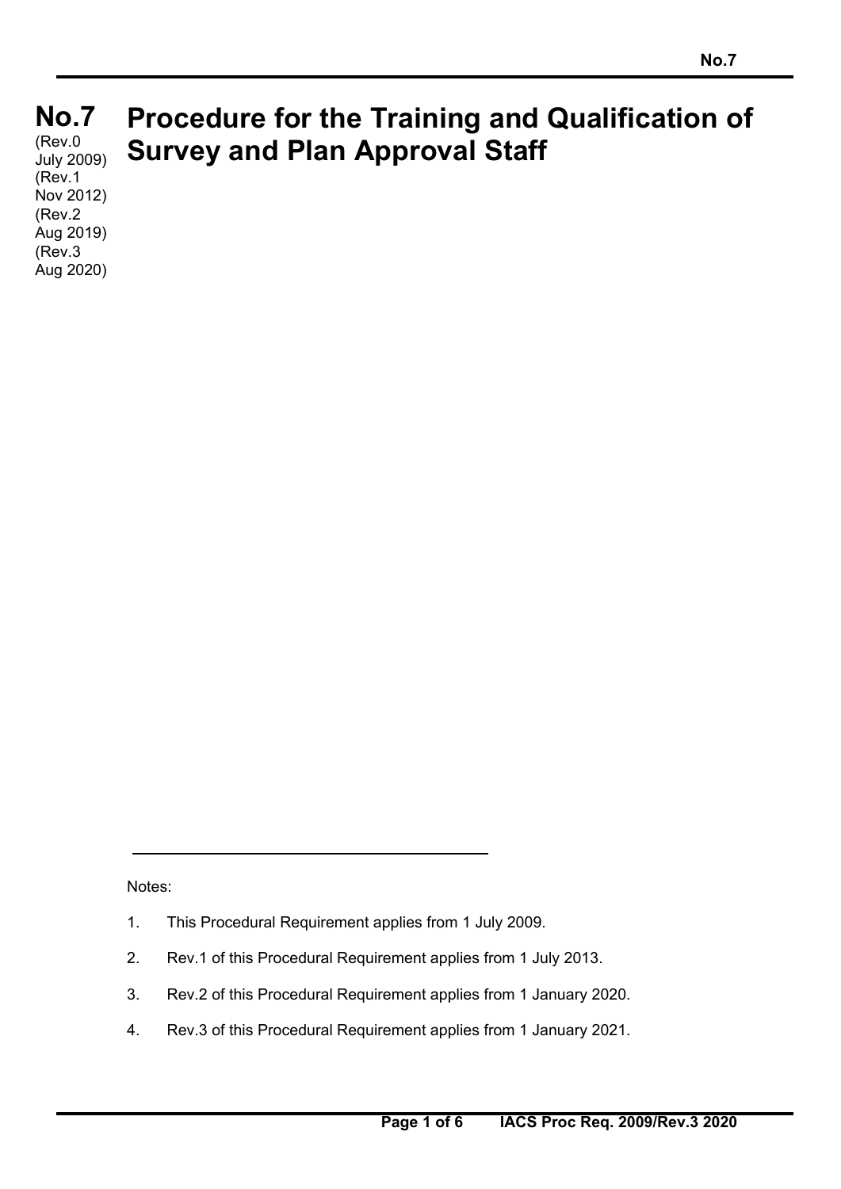# No.7 Procedure for the Training and Qualification of Survey and Plan Approval Staff

(Rev.0 July 2009)
(Rev.1 Nov 2012)
(Rev.2 Aug 2019)
(Rev.3 Aug 2020)

---

Notes:

1. This Procedural Requirement applies from 1 July 2009.
2. Rev.1 of this Procedural Requirement applies from 1 July 2013.
3. Rev.2 of this Procedural Requirement applies from 1 January 2020.
4. Rev.3 of this Procedural Requirement applies from 1 January 2021.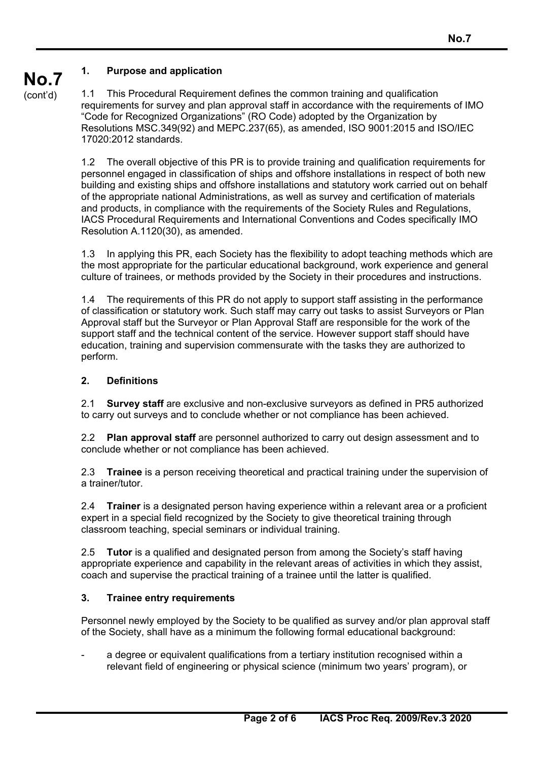## 1. Purpose and application

1.1 This Procedural Requirement defines the common training and qualification requirements for survey and plan approval staff in accordance with the requirements of IMO "Code for Recognized Organizations" (RO Code) adopted by the Organization by Resolutions MSC.349(92) and MEPC.237(65), as amended, ISO 9001:2015 and ISO/IEC 17020:2012 standards.

1.2 The overall objective of this PR is to provide training and qualification requirements for personnel engaged in classification of ships and offshore installations in respect of both new building and existing ships and offshore installations and statutory work carried out on behalf of the appropriate national Administrations, as well as survey and certification of materials and products, in compliance with the requirements of the Society Rules and Regulations, IACS Procedural Requirements and International Conventions and Codes specifically IMO Resolution A.1120(30), as amended.

1.3 In applying this PR, each Society has the flexibility to adopt teaching methods which are the most appropriate for the particular educational background, work experience and general culture of trainees, or methods provided by the Society in their procedures and instructions.

1.4 The requirements of this PR do not apply to support staff assisting in the performance of classification or statutory work. Such staff may carry out tasks to assist Surveyors or Plan Approval staff but the Surveyor or Plan Approval Staff are responsible for the work of the support staff and the technical content of the service. However support staff should have education, training and supervision commensurate with the tasks they are authorized to perform.

## 2. Definitions

2.1 **Survey staff** are exclusive and non-exclusive surveyors as defined in PR5 authorized to carry out surveys and to conclude whether or not compliance has been achieved.

2.2 **Plan approval staff** are personnel authorized to carry out design assessment and to conclude whether or not compliance has been achieved.

2.3 **Trainee** is a person receiving theoretical and practical training under the supervision of a trainer/tutor.

2.4 **Trainer** is a designated person having experience within a relevant area or a proficient expert in a special field recognized by the Society to give theoretical training through classroom teaching, special seminars or individual training.

2.5 **Tutor** is a qualified and designated person from among the Society's staff having appropriate experience and capability in the relevant areas of activities in which they assist, coach and supervise the practical training of a trainee until the latter is qualified.

## 3. Trainee entry requirements

Personnel newly employed by the Society to be qualified as survey and/or plan approval staff of the Society, shall have as a minimum the following formal educational background:

- a degree or equivalent qualifications from a tertiary institution recognised within a relevant field of engineering or physical science (minimum two years' program), or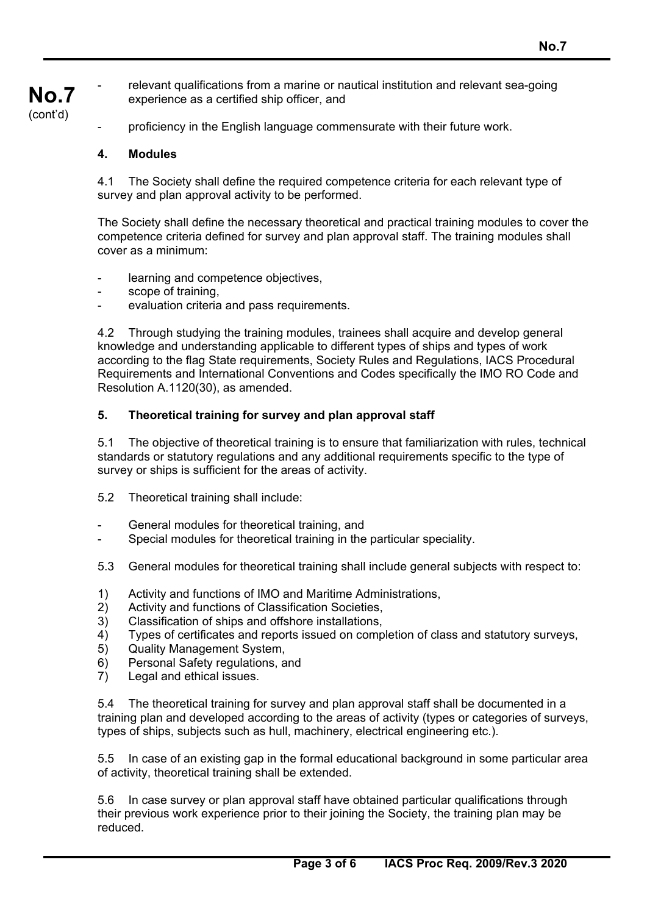- relevant qualifications from a marine or nautical institution and relevant sea-going experience as a certified ship officer, and
- proficiency in the English language commensurate with their future work.

### 4. Modules

4.1 The Society shall define the required competence criteria for each relevant type of survey and plan approval activity to be performed.

The Society shall define the necessary theoretical and practical training modules to cover the competence criteria defined for survey and plan approval staff. The training modules shall cover as a minimum:

- learning and competence objectives,
- scope of training,
- evaluation criteria and pass requirements.

4.2 Through studying the training modules, trainees shall acquire and develop general knowledge and understanding applicable to different types of ships and types of work according to the flag State requirements, Society Rules and Regulations, IACS Procedural Requirements and International Conventions and Codes specifically the IMO RO Code and Resolution A.1120(30), as amended.

### 5. Theoretical training for survey and plan approval staff

5.1 The objective of theoretical training is to ensure that familiarization with rules, technical standards or statutory regulations and any additional requirements specific to the type of survey or ships is sufficient for the areas of activity.

5.2 Theoretical training shall include:

- General modules for theoretical training, and
- Special modules for theoretical training in the particular speciality.

5.3 General modules for theoretical training shall include general subjects with respect to:

1) Activity and functions of IMO and Maritime Administrations,
2) Activity and functions of Classification Societies,
3) Classification of ships and offshore installations,
4) Types of certificates and reports issued on completion of class and statutory surveys,
5) Quality Management System,
6) Personal Safety regulations, and
7) Legal and ethical issues.

5.4 The theoretical training for survey and plan approval staff shall be documented in a training plan and developed according to the areas of activity (types or categories of surveys, types of ships, subjects such as hull, machinery, electrical engineering etc.).

5.5 In case of an existing gap in the formal educational background in some particular area of activity, theoretical training shall be extended.

5.6 In case survey or plan approval staff have obtained particular qualifications through their previous work experience prior to their joining the Society, the training plan may be reduced.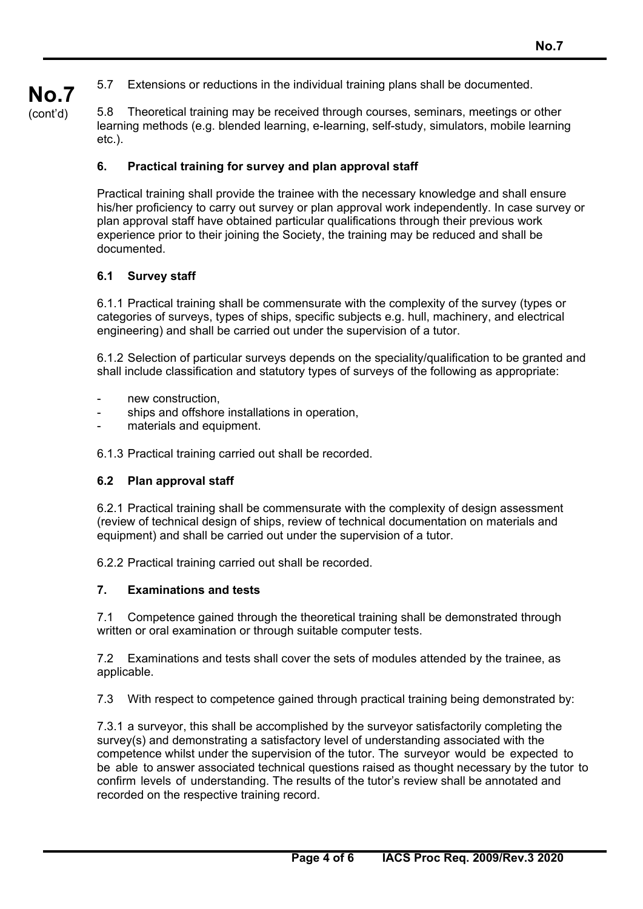5.7 Extensions or reductions in the individual training plans shall be documented.

5.8 Theoretical training may be received through courses, seminars, meetings or other learning methods (e.g. blended learning, e-learning, self-study, simulators, mobile learning etc.).

## 6. Practical training for survey and plan approval staff

Practical training shall provide the trainee with the necessary knowledge and shall ensure his/her proficiency to carry out survey or plan approval work independently. In case survey or plan approval staff have obtained particular qualifications through their previous work experience prior to their joining the Society, the training may be reduced and shall be documented.

### 6.1 Survey staff

6.1.1 Practical training shall be commensurate with the complexity of the survey (types or categories of surveys, types of ships, specific subjects e.g. hull, machinery, and electrical engineering) and shall be carried out under the supervision of a tutor.

6.1.2 Selection of particular surveys depends on the speciality/qualification to be granted and shall include classification and statutory types of surveys of the following as appropriate:

- new construction,
- ships and offshore installations in operation,
- materials and equipment.

6.1.3 Practical training carried out shall be recorded.

### 6.2 Plan approval staff

6.2.1 Practical training shall be commensurate with the complexity of design assessment (review of technical design of ships, review of technical documentation on materials and equipment) and shall be carried out under the supervision of a tutor.

6.2.2 Practical training carried out shall be recorded.

## 7. Examinations and tests

7.1 Competence gained through the theoretical training shall be demonstrated through written or oral examination or through suitable computer tests.

7.2 Examinations and tests shall cover the sets of modules attended by the trainee, as applicable.

7.3 With respect to competence gained through practical training being demonstrated by:

7.3.1 a surveyor, this shall be accomplished by the surveyor satisfactorily completing the survey(s) and demonstrating a satisfactory level of understanding associated with the competence whilst under the supervision of the tutor. The surveyor would be expected to be able to answer associated technical questions raised as thought necessary by the tutor to confirm levels of understanding. The results of the tutor's review shall be annotated and recorded on the respective training record.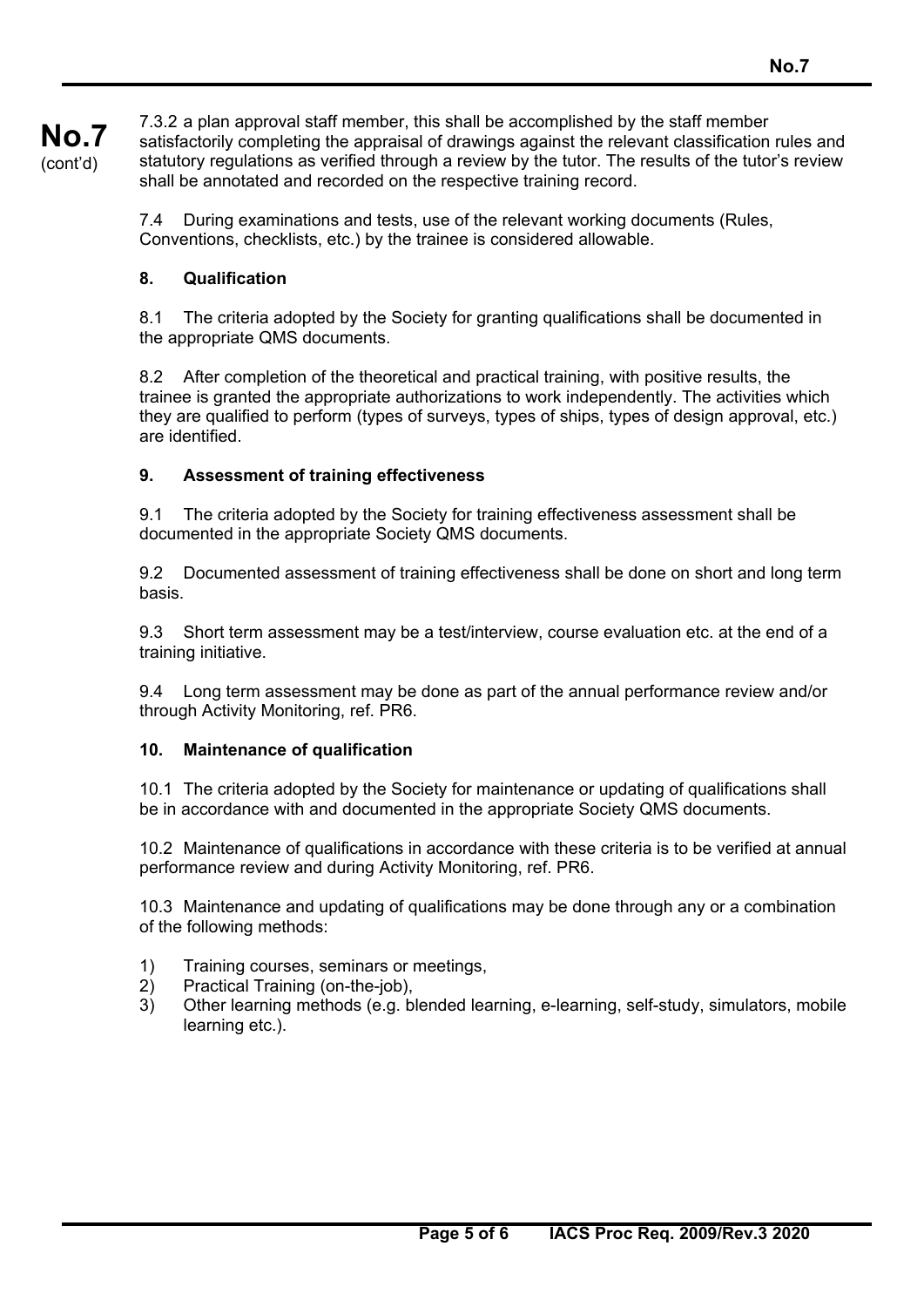7.3.2 a plan approval staff member, this shall be accomplished by the staff member satisfactorily completing the appraisal of drawings against the relevant classification rules and statutory regulations as verified through a review by the tutor. The results of the tutor's review shall be annotated and recorded on the respective training record.

7.4 During examinations and tests, use of the relevant working documents (Rules, Conventions, checklists, etc.) by the trainee is considered allowable.

## 8. Qualification

8.1 The criteria adopted by the Society for granting qualifications shall be documented in the appropriate QMS documents.

8.2 After completion of the theoretical and practical training, with positive results, the trainee is granted the appropriate authorizations to work independently. The activities which they are qualified to perform (types of surveys, types of ships, types of design approval, etc.) are identified.

## 9. Assessment of training effectiveness

9.1 The criteria adopted by the Society for training effectiveness assessment shall be documented in the appropriate Society QMS documents.

9.2 Documented assessment of training effectiveness shall be done on short and long term basis.

9.3 Short term assessment may be a test/interview, course evaluation etc. at the end of a training initiative.

9.4 Long term assessment may be done as part of the annual performance review and/or through Activity Monitoring, ref. PR6.

## 10. Maintenance of qualification

10.1 The criteria adopted by the Society for maintenance or updating of qualifications shall be in accordance with and documented in the appropriate Society QMS documents.

10.2 Maintenance of qualifications in accordance with these criteria is to be verified at annual performance review and during Activity Monitoring, ref. PR6.

10.3 Maintenance and updating of qualifications may be done through any or a combination of the following methods:

1) Training courses, seminars or meetings,
2) Practical Training (on-the-job),
3) Other learning methods (e.g. blended learning, e-learning, self-study, simulators, mobile learning etc.).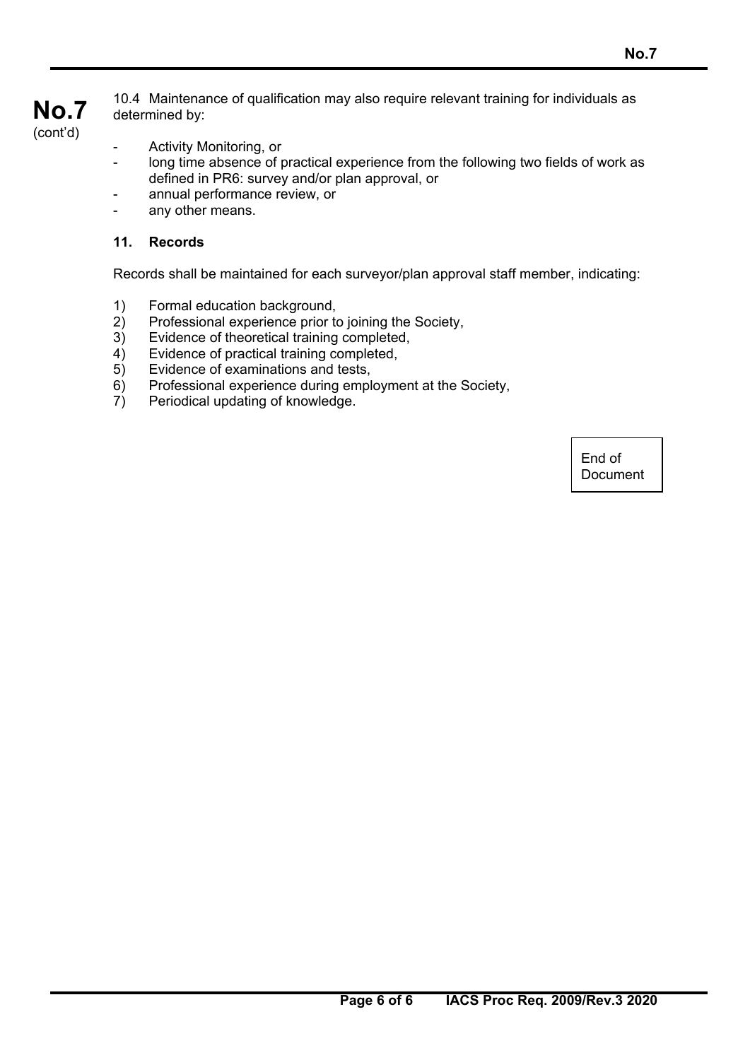10.4 Maintenance of qualification may also require relevant training for individuals as determined by:

- Activity Monitoring, or
- long time absence of practical experience from the following two fields of work as defined in PR6: survey and/or plan approval, or
- annual performance review, or
- any other means.

## 11. Records

Records shall be maintained for each surveyor/plan approval staff member, indicating:

1) Formal education background,
2) Professional experience prior to joining the Society,
3) Evidence of theoretical training completed,
4) Evidence of practical training completed,
5) Evidence of examinations and tests,
6) Professional experience during employment at the Society,
7) Periodical updating of knowledge.

End of Document